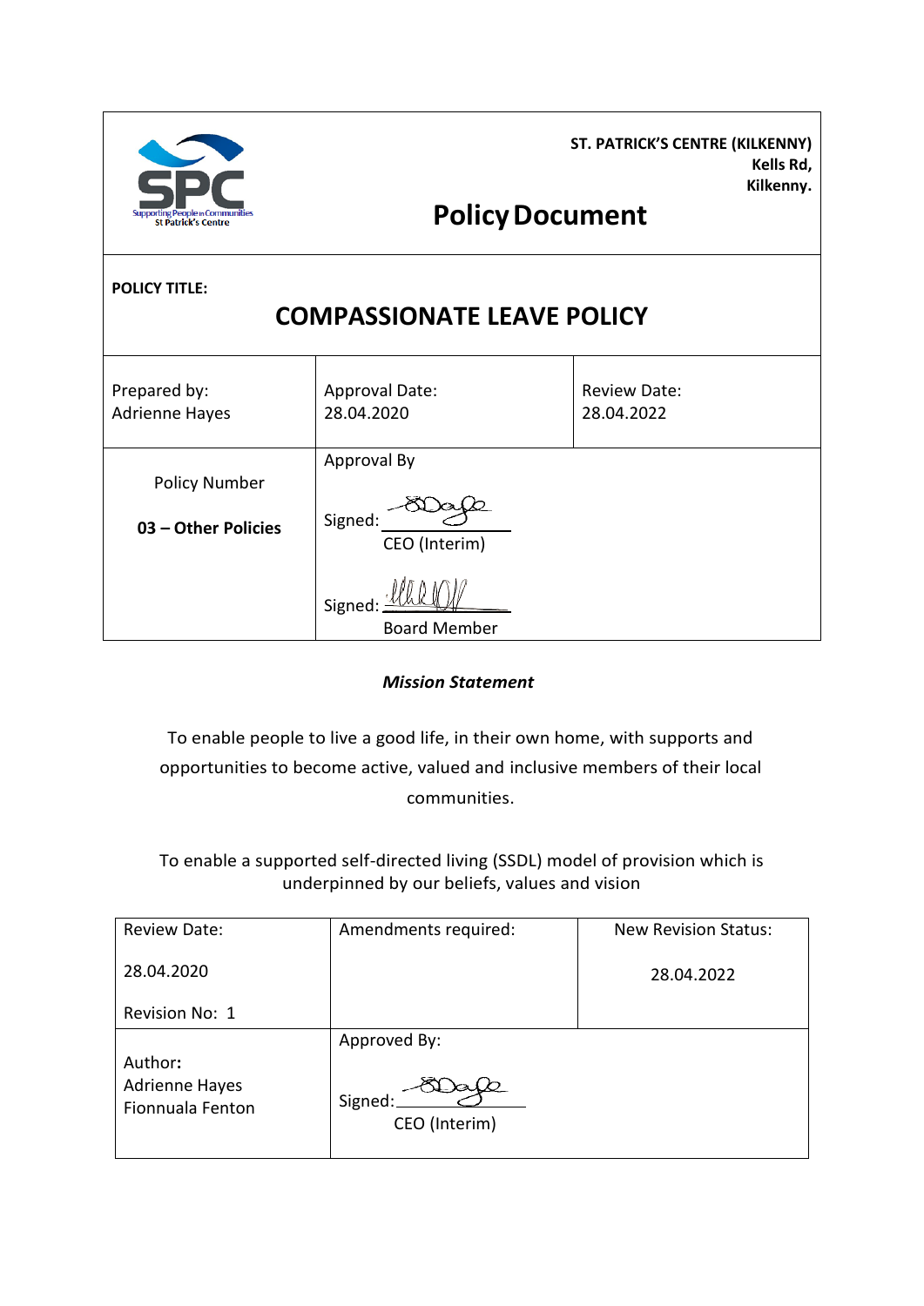| SPC Supporting People in Communities St Patrick's Centre | ST. PATRICK'S CENTRE (KILKENNY) Kells Rd, Kilkenny. **Policy Document** | |
|---|---|---|
| **POLICY TITLE:** **COMPASSIONATE LEAVE POLICY** | | |
| Prepared by: Adrienne Hayes | Approval Date: 28.04.2020 | Review Date: 28.04.2022 |
| Policy Number **03 – Other Policies** | Approval By Signed: CEO (Interim) Signed: Board Member | |

***Mission Statement***

To enable people to live a good life, in their own home, with supports and opportunities to become active, valued and inclusive members of their local communities.

To enable a supported self-directed living (SSDL) model of provision which is underpinned by our beliefs, values and vision

| Review Date: 28.04.2020 Revision No: 1 | Amendments required: | New Revision Status: 28.04.2022 |
|---|---|---|
| **Author:** Adrienne Hayes Fionnuala Fenton | Approved By: Signed: CEO (Interim) | |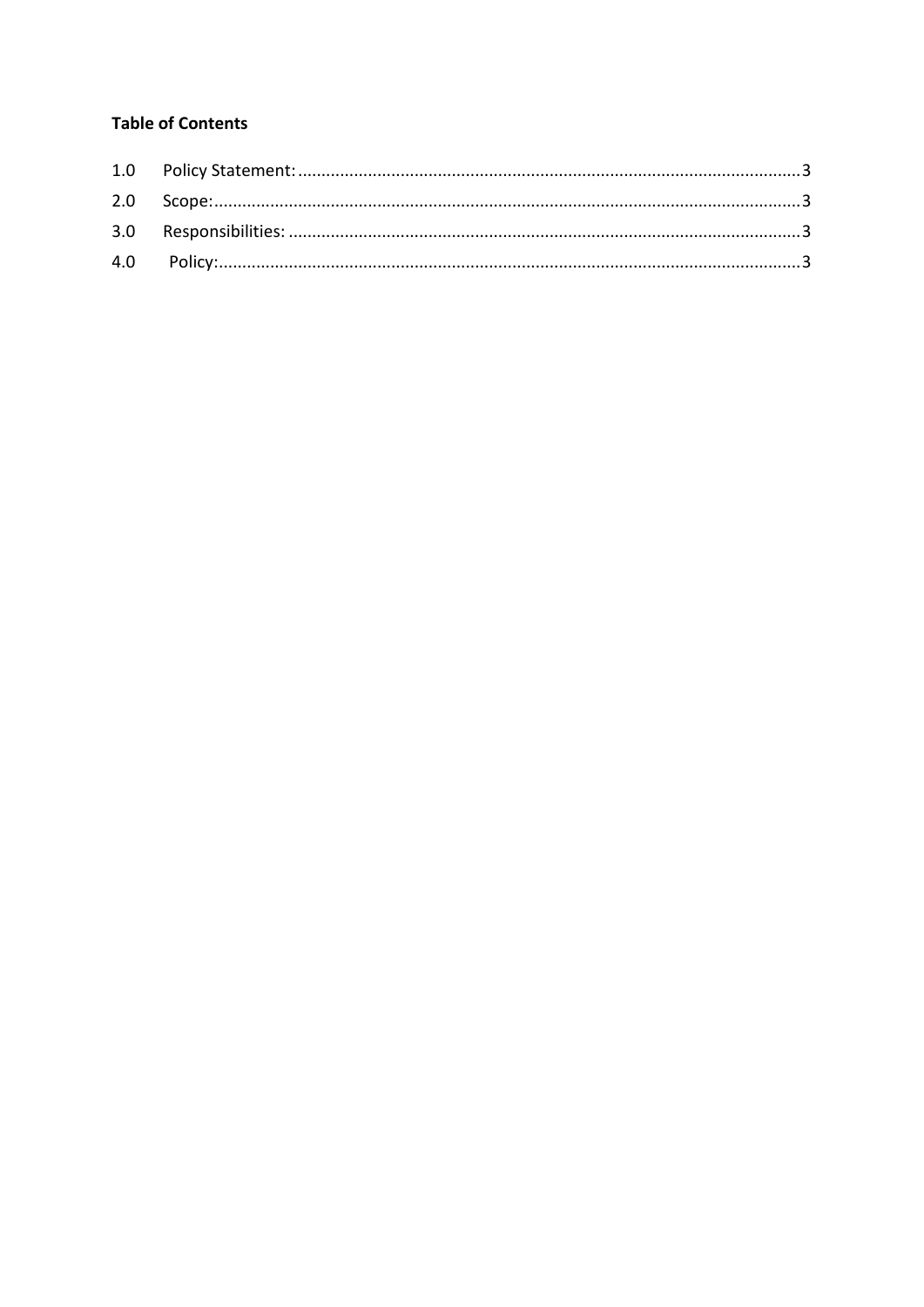**Table of Contents**

1.0 Policy Statement: ........................................................................................................... 3

2.0 Scope: ............................................................................................................................. 3

3.0 Responsibilities: ............................................................................................................. 3

4.0 Policy: ............................................................................................................................. 3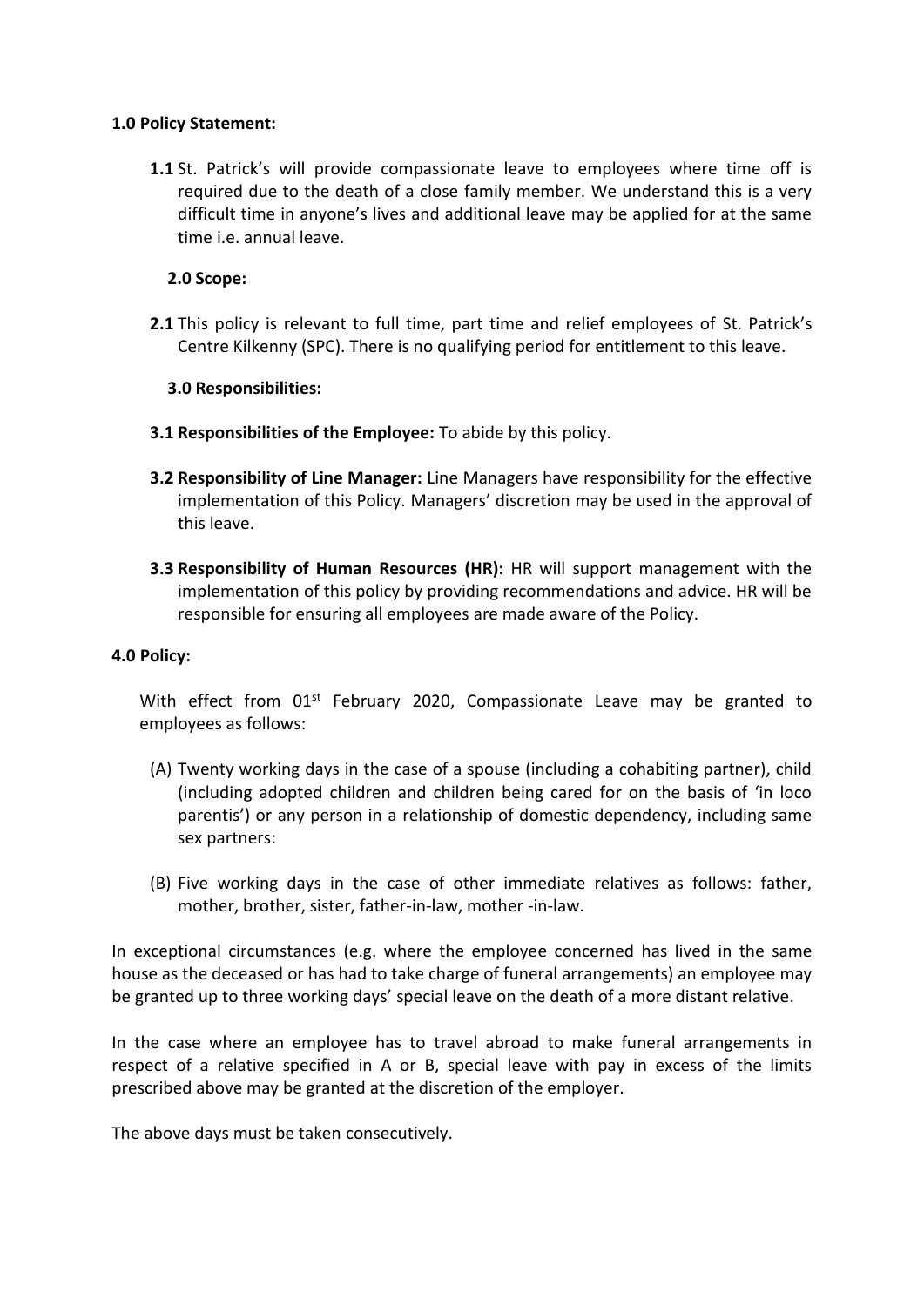**1.0 Policy Statement:**

**1.1** St. Patrick's will provide compassionate leave to employees where time off is required due to the death of a close family member. We understand this is a very difficult time in anyone's lives and additional leave may be applied for at the same time i.e. annual leave.

**2.0 Scope:**

**2.1** This policy is relevant to full time, part time and relief employees of St. Patrick's Centre Kilkenny (SPC). There is no qualifying period for entitlement to this leave.

**3.0 Responsibilities:**

**3.1 Responsibilities of the Employee:** To abide by this policy.

**3.2 Responsibility of Line Manager:** Line Managers have responsibility for the effective implementation of this Policy. Managers' discretion may be used in the approval of this leave.

**3.3 Responsibility of Human Resources (HR):** HR will support management with the implementation of this policy by providing recommendations and advice. HR will be responsible for ensuring all employees are made aware of the Policy.

**4.0 Policy:**

With effect from 01st February 2020, Compassionate Leave may be granted to employees as follows:

(A) Twenty working days in the case of a spouse (including a cohabiting partner), child (including adopted children and children being cared for on the basis of 'in loco parentis') or any person in a relationship of domestic dependency, including same sex partners:

(B) Five working days in the case of other immediate relatives as follows: father, mother, brother, sister, father-in-law, mother -in-law.

In exceptional circumstances (e.g. where the employee concerned has lived in the same house as the deceased or has had to take charge of funeral arrangements) an employee may be granted up to three working days' special leave on the death of a more distant relative.

In the case where an employee has to travel abroad to make funeral arrangements in respect of a relative specified in A or B, special leave with pay in excess of the limits prescribed above may be granted at the discretion of the employer.

The above days must be taken consecutively.